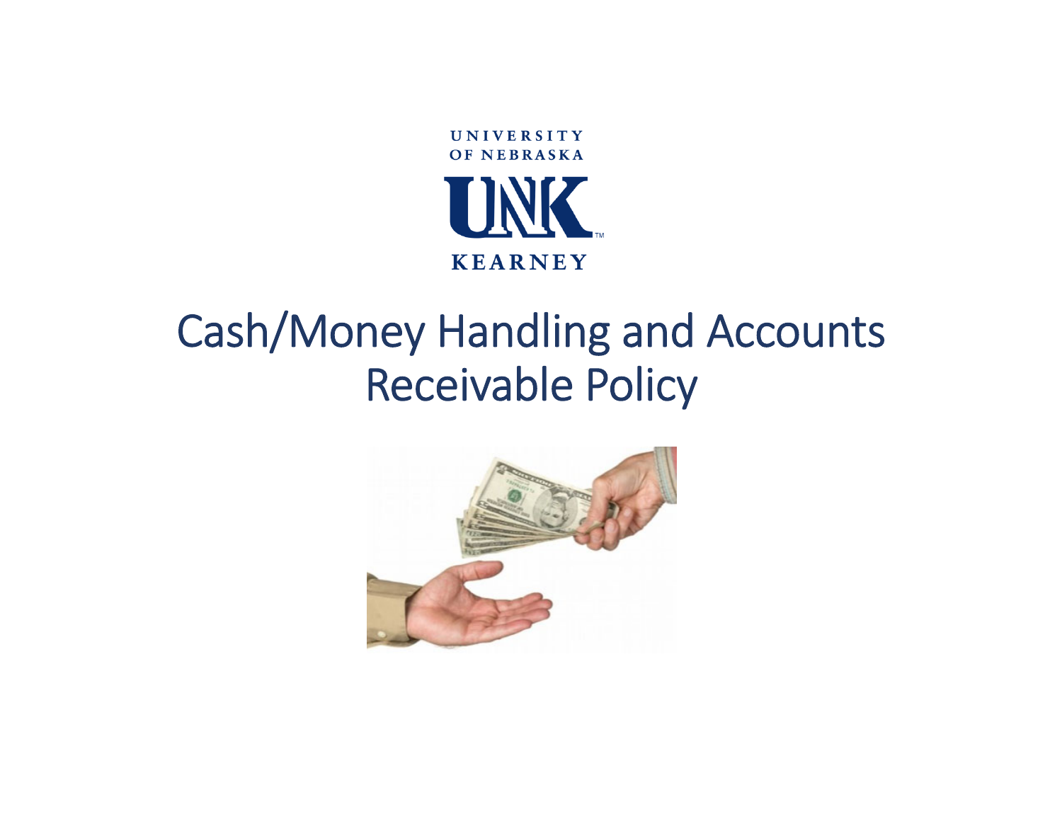UNIVERSITY OF NEBRASKA

UNK

KEARNEY

# Cash/Money Handling and Accounts Receivable Policy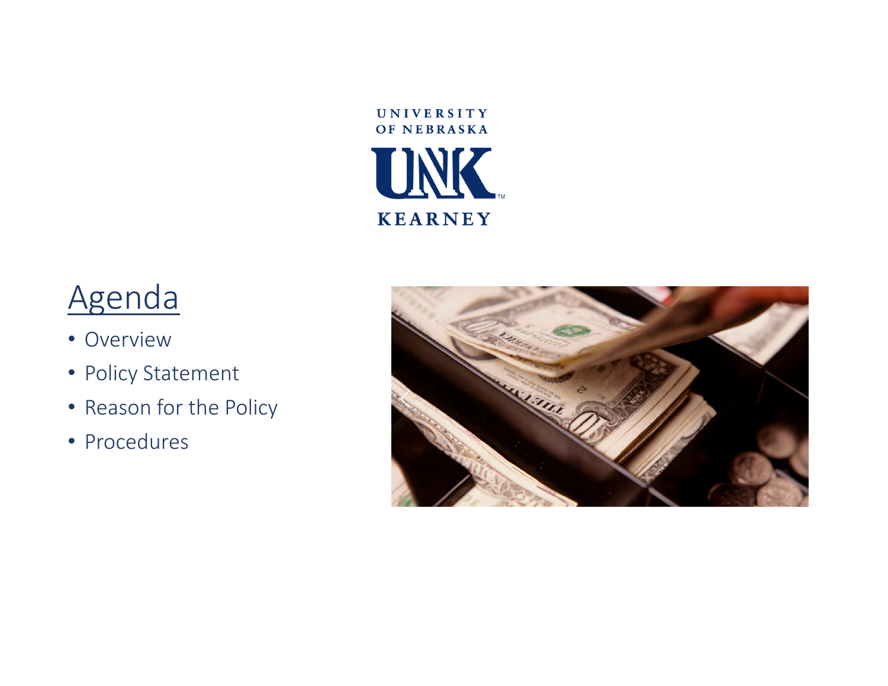UNIVERSITY OF NEBRASKA

UNK

KEARNEY

# Agenda

- Overview
- Policy Statement
- Reason for the Policy
- Procedures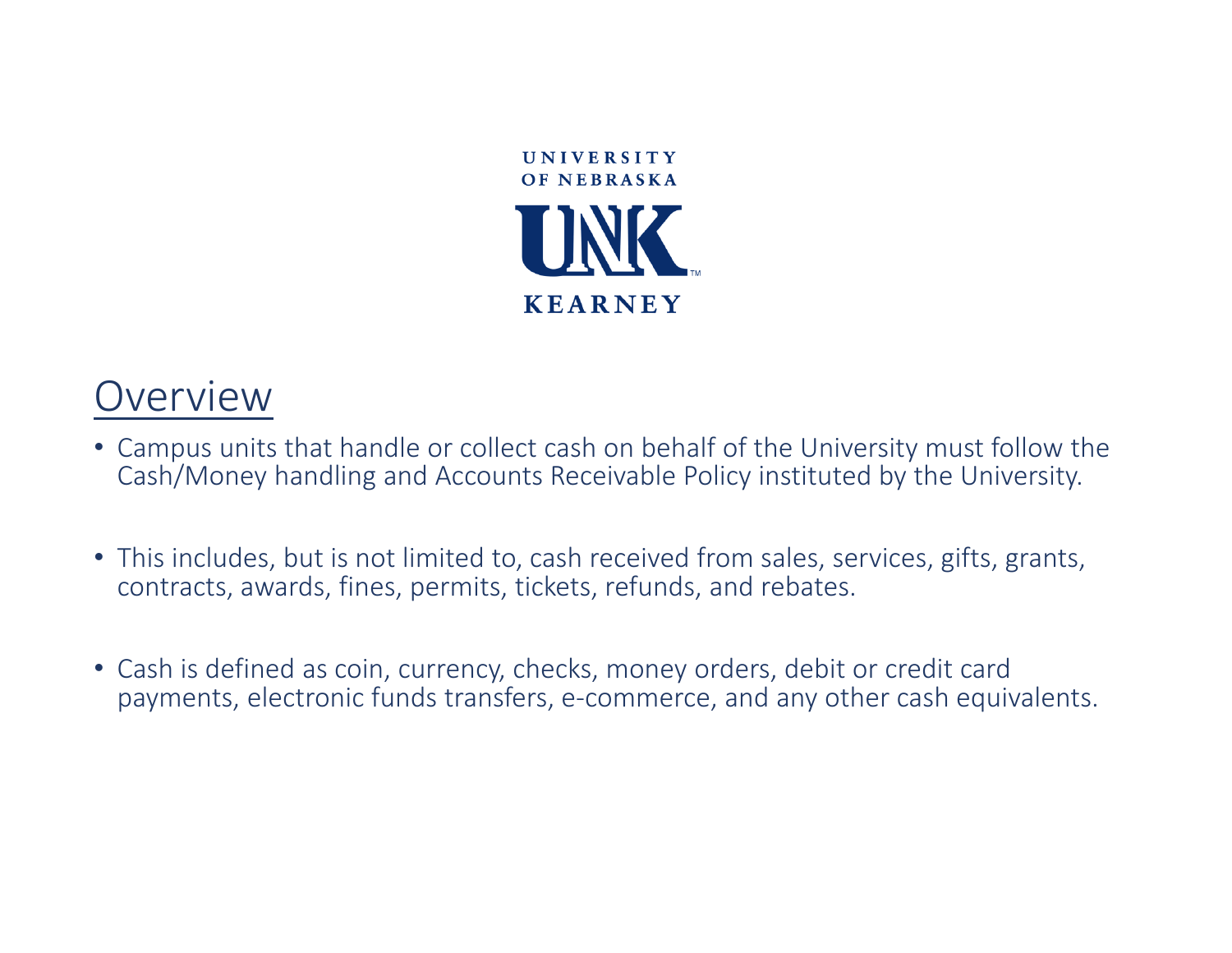## Overview

- Campus units that handle or collect cash on behalf of the University must follow the Cash/Money handling and Accounts Receivable Policy instituted by the University.
- This includes, but is not limited to, cash received from sales, services, gifts, grants, contracts, awards, fines, permits, tickets, refunds, and rebates.
- Cash is defined as coin, currency, checks, money orders, debit or credit card payments, electronic funds transfers, e-commerce, and any other cash equivalents.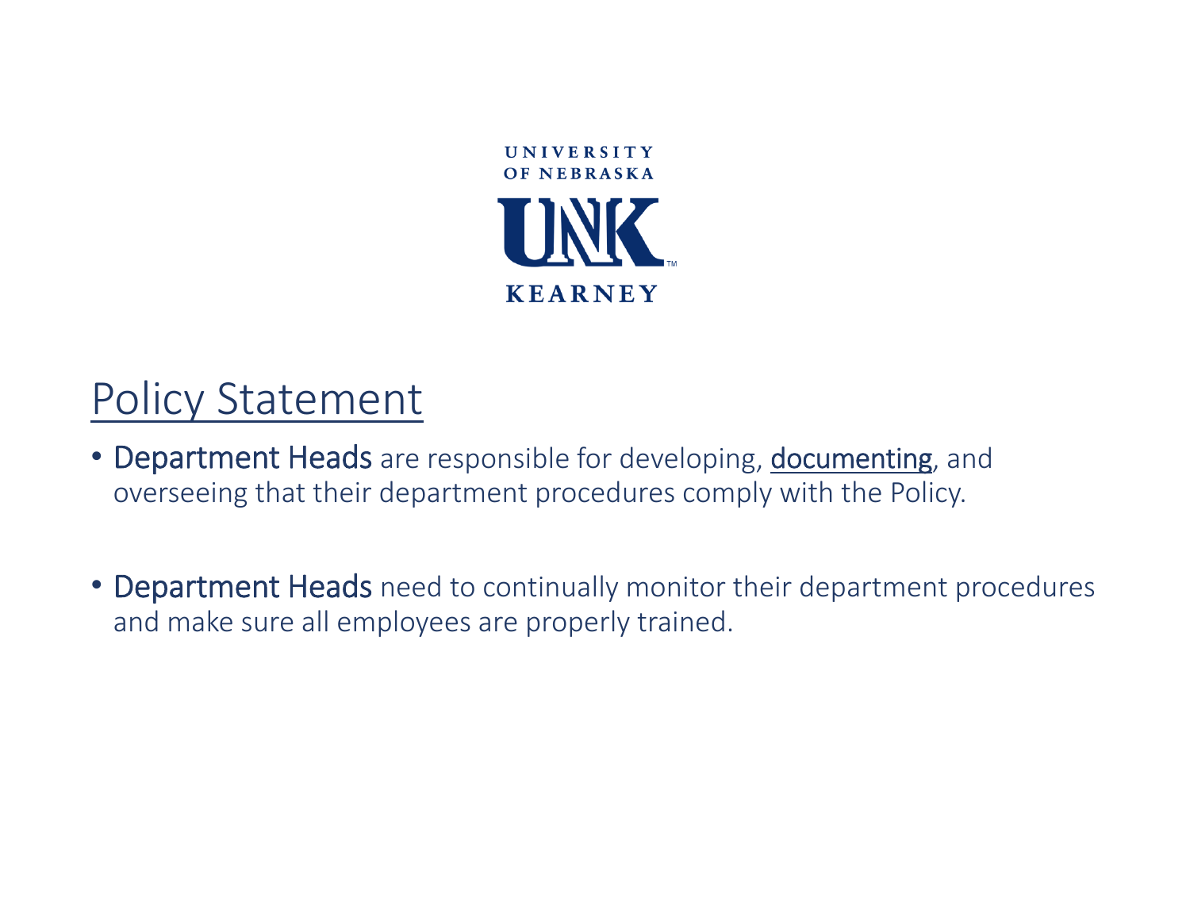UNIVERSITY OF NEBRASKA

UNK

KEARNEY

# Policy Statement

- **Department Heads** are responsible for developing, documenting, and overseeing that their department procedures comply with the Policy.

- **Department Heads** need to continually monitor their department procedures and make sure all employees are properly trained.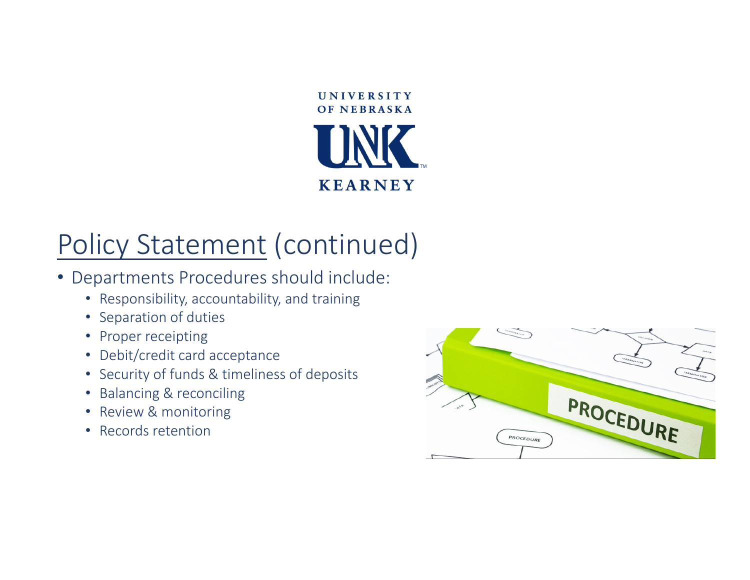UNIVERSITY
OF NEBRASKA
UNK
KEARNEY

# Policy Statement (continued)

- Departments Procedures should include:
  - Responsibility, accountability, and training
  - Separation of duties
  - Proper receipting
  - Debit/credit card acceptance
  - Security of funds & timeliness of deposits
  - Balancing & reconciling
  - Review & monitoring
  - Records retention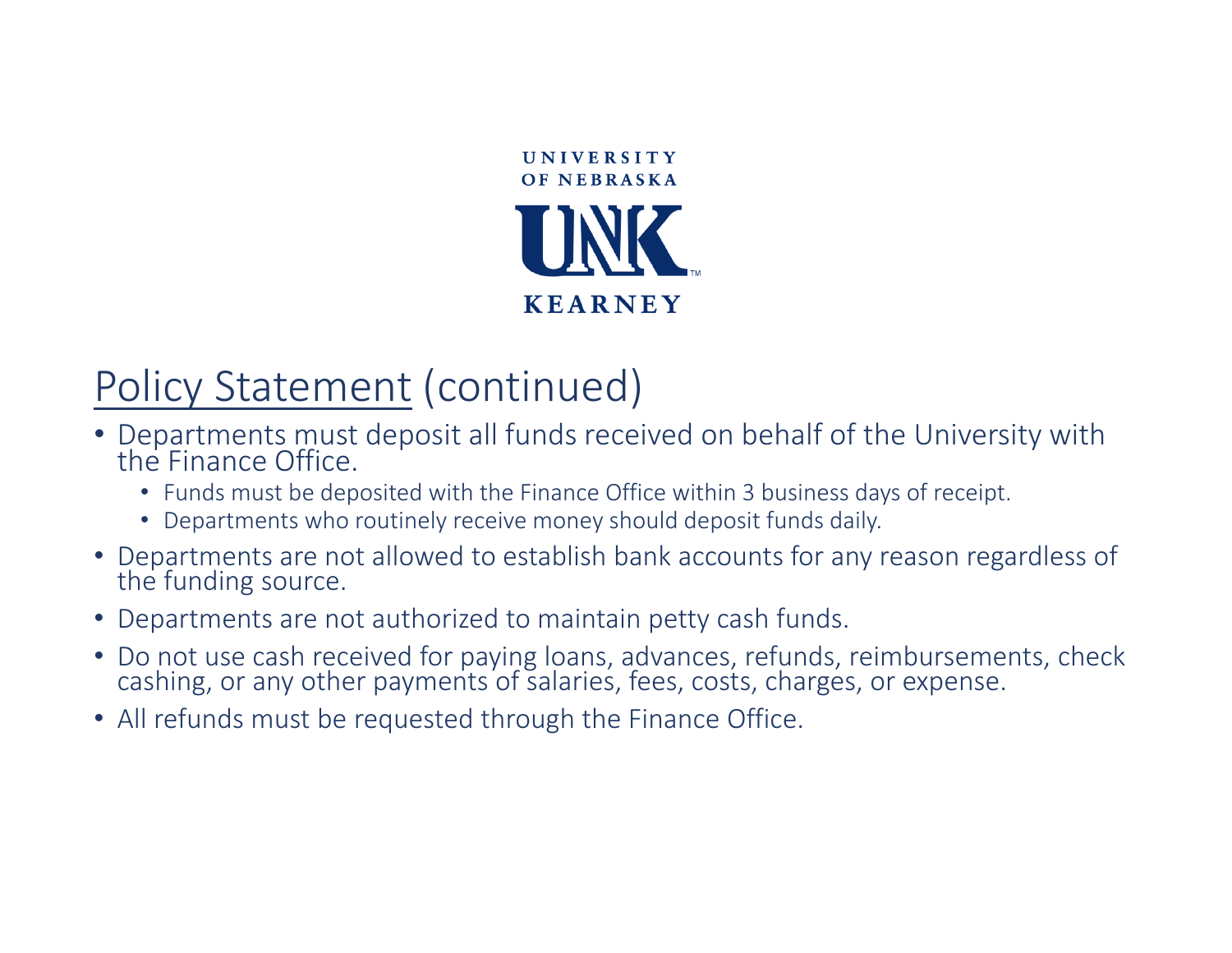UNIVERSITY OF NEBRASKA

UNK

KEARNEY

## Policy Statement (continued)

- Departments must deposit all funds received on behalf of the University with the Finance Office.
  - Funds must be deposited with the Finance Office within 3 business days of receipt.
  - Departments who routinely receive money should deposit funds daily.
- Departments are not allowed to establish bank accounts for any reason regardless of the funding source.
- Departments are not authorized to maintain petty cash funds.
- Do not use cash received for paying loans, advances, refunds, reimbursements, check cashing, or any other payments of salaries, fees, costs, charges, or expense.
- All refunds must be requested through the Finance Office.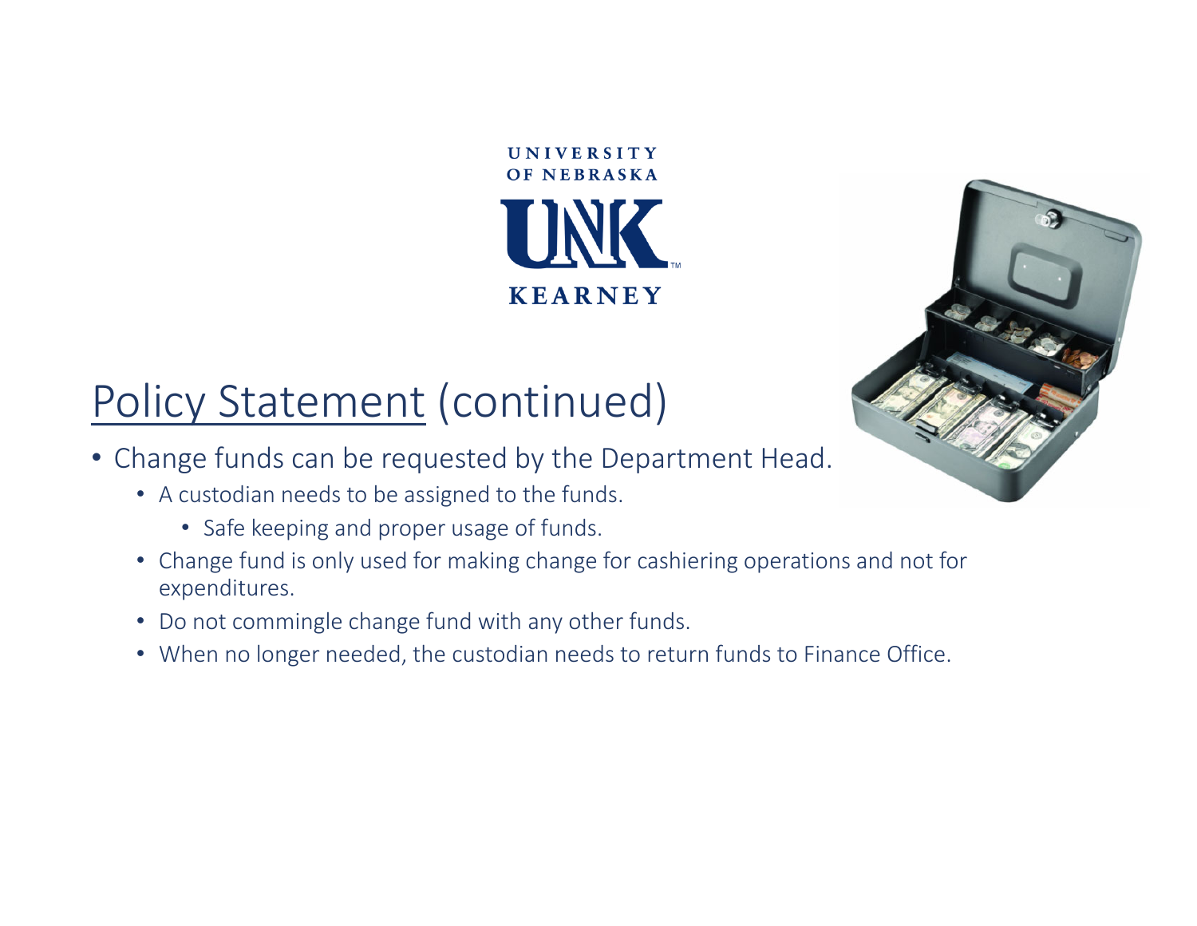UNIVERSITY OF NEBRASKA
UNK
KEARNEY

# Policy Statement (continued)

- Change funds can be requested by the Department Head.
  - A custodian needs to be assigned to the funds.
    - Safe keeping and proper usage of funds.
  - Change fund is only used for making change for cashiering operations and not for expenditures.
  - Do not commingle change fund with any other funds.
  - When no longer needed, the custodian needs to return funds to Finance Office.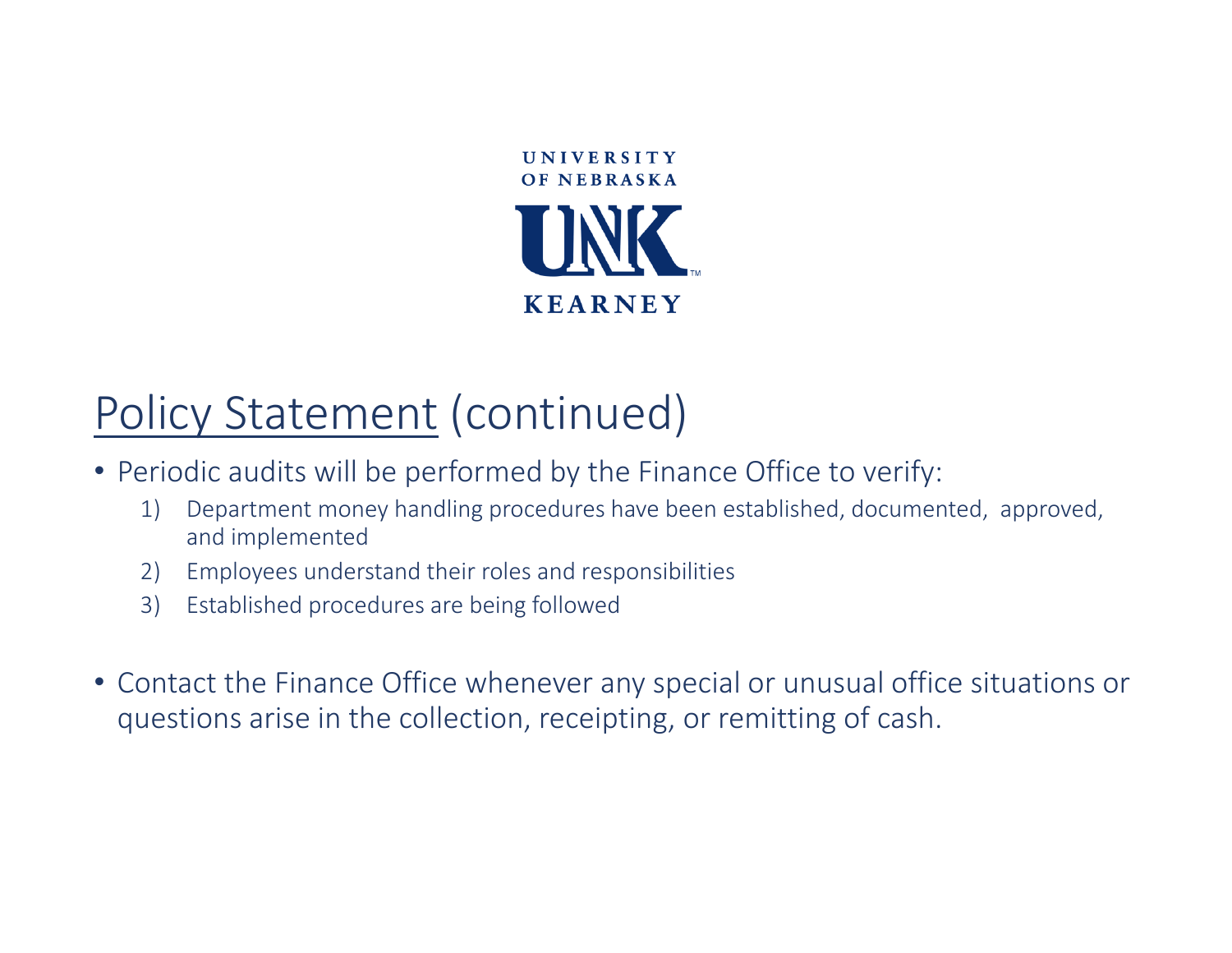UNIVERSITY OF NEBRASKA

UNK

KEARNEY

# Policy Statement (continued)

- Periodic audits will be performed by the Finance Office to verify:
  1) Department money handling procedures have been established, documented, approved, and implemented
  2) Employees understand their roles and responsibilities
  3) Established procedures are being followed

- Contact the Finance Office whenever any special or unusual office situations or questions arise in the collection, receipting, or remitting of cash.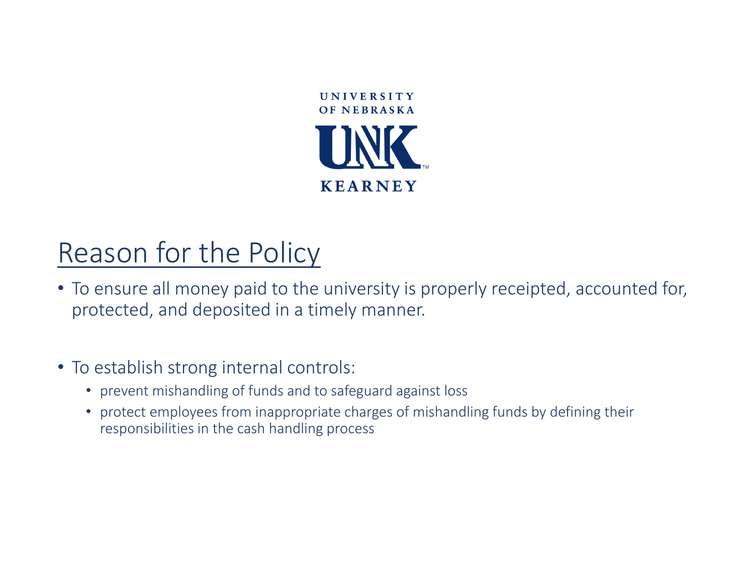UNIVERSITY OF NEBRASKA UNK KEARNEY

## Reason for the Policy

- To ensure all money paid to the university is properly receipted, accounted for, protected, and deposited in a timely manner.

- To establish strong internal controls:
  - prevent mishandling of funds and to safeguard against loss
  - protect employees from inappropriate charges of mishandling funds by defining their responsibilities in the cash handling process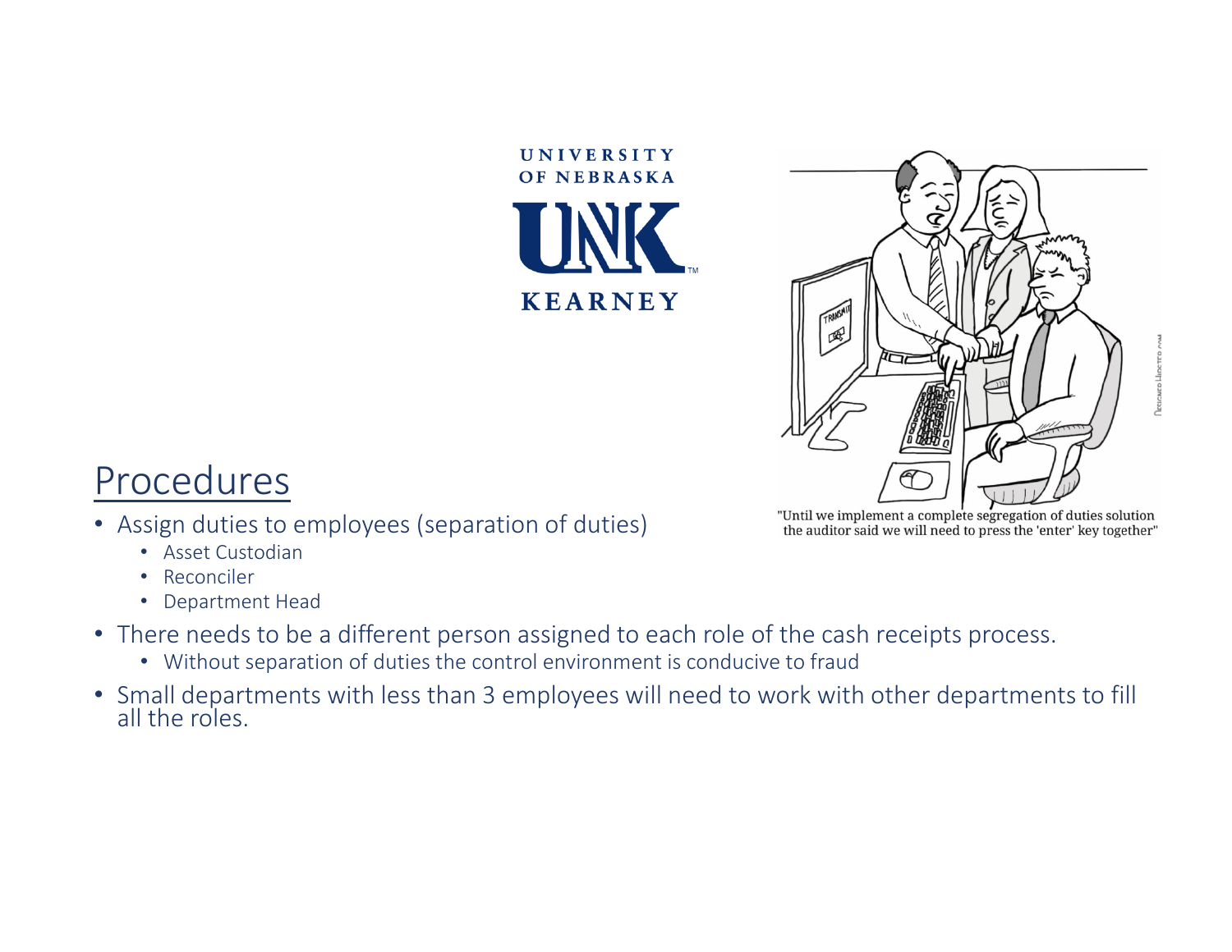UNIVERSITY OF NEBRASKA KEARNEY

"Until we implement a complete segregation of duties solution the auditor said we will need to press the 'enter' key together"

## Procedures

- Assign duties to employees (separation of duties)
  - Asset Custodian
  - Reconciler
  - Department Head
- There needs to be a different person assigned to each role of the cash receipts process.
  - Without separation of duties the control environment is conducive to fraud
- Small departments with less than 3 employees will need to work with other departments to fill all the roles.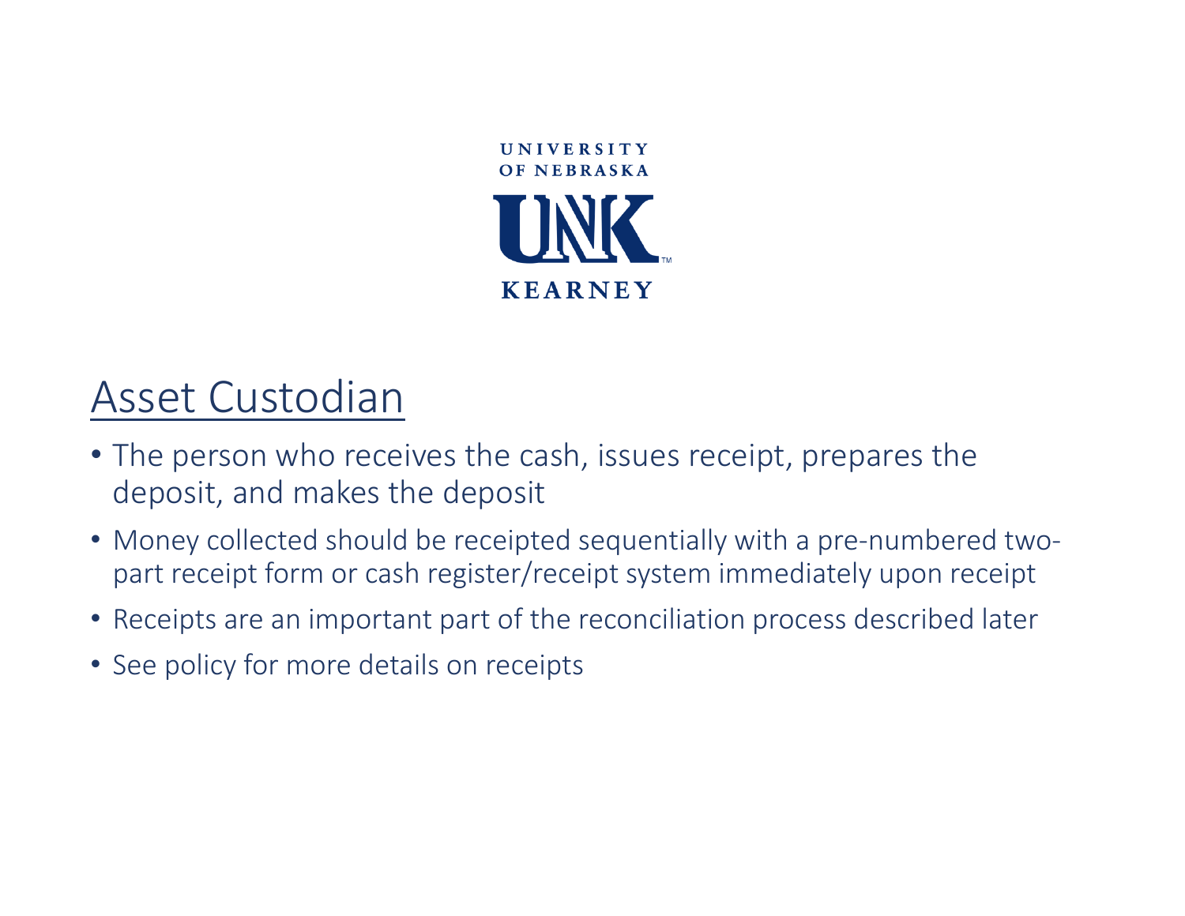UNIVERSITY OF NEBRASKA

UNK

KEARNEY

## Asset Custodian

- The person who receives the cash, issues receipt, prepares the deposit, and makes the deposit
- Money collected should be receipted sequentially with a pre-numbered two-part receipt form or cash register/receipt system immediately upon receipt
- Receipts are an important part of the reconciliation process described later
- See policy for more details on receipts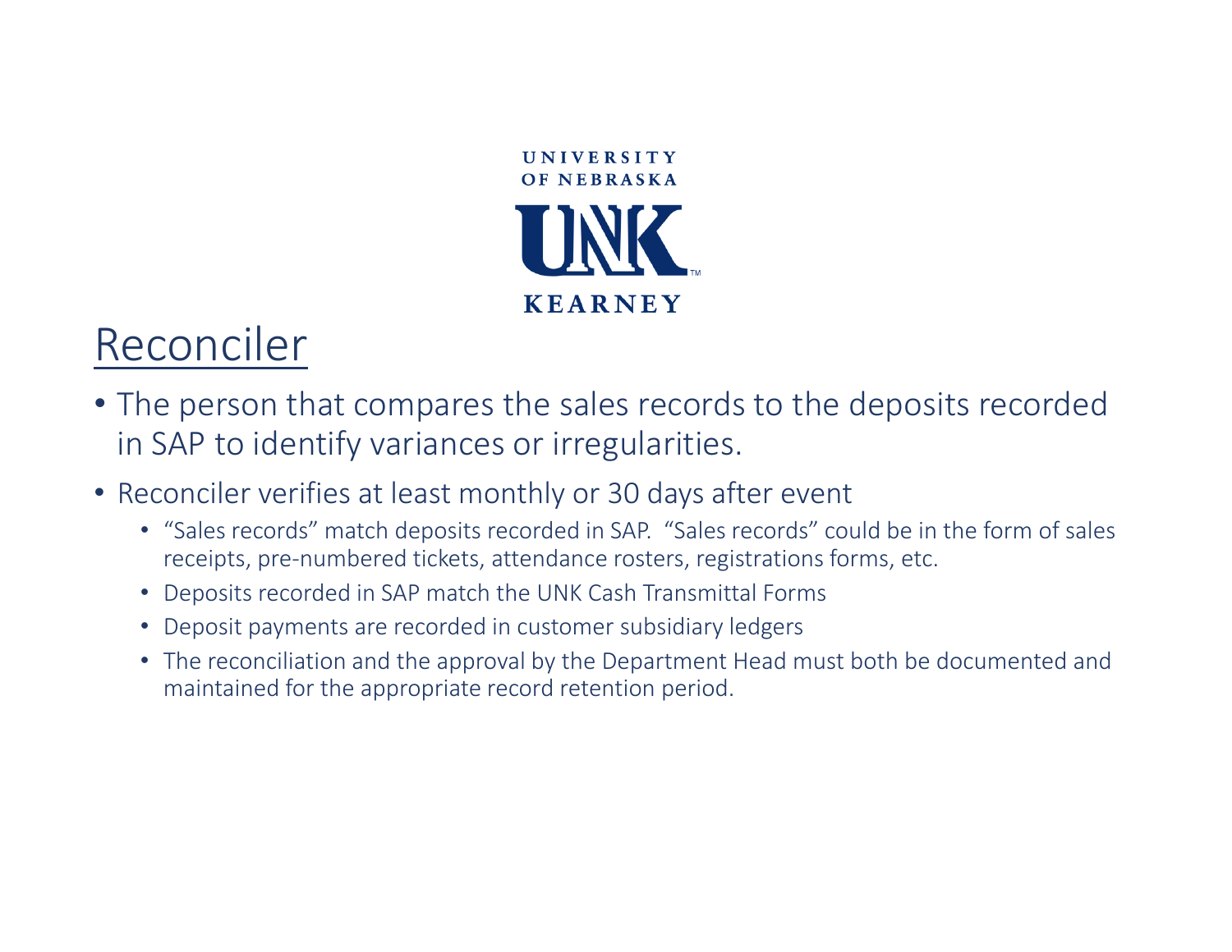UNIVERSITY OF NEBRASKA

UNK

KEARNEY

# Reconciler

- The person that compares the sales records to the deposits recorded in SAP to identify variances or irregularities.
- Reconciler verifies at least monthly or 30 days after event
  - "Sales records" match deposits recorded in SAP. "Sales records" could be in the form of sales receipts, pre-numbered tickets, attendance rosters, registrations forms, etc.
  - Deposits recorded in SAP match the UNK Cash Transmittal Forms
  - Deposit payments are recorded in customer subsidiary ledgers
  - The reconciliation and the approval by the Department Head must both be documented and maintained for the appropriate record retention period.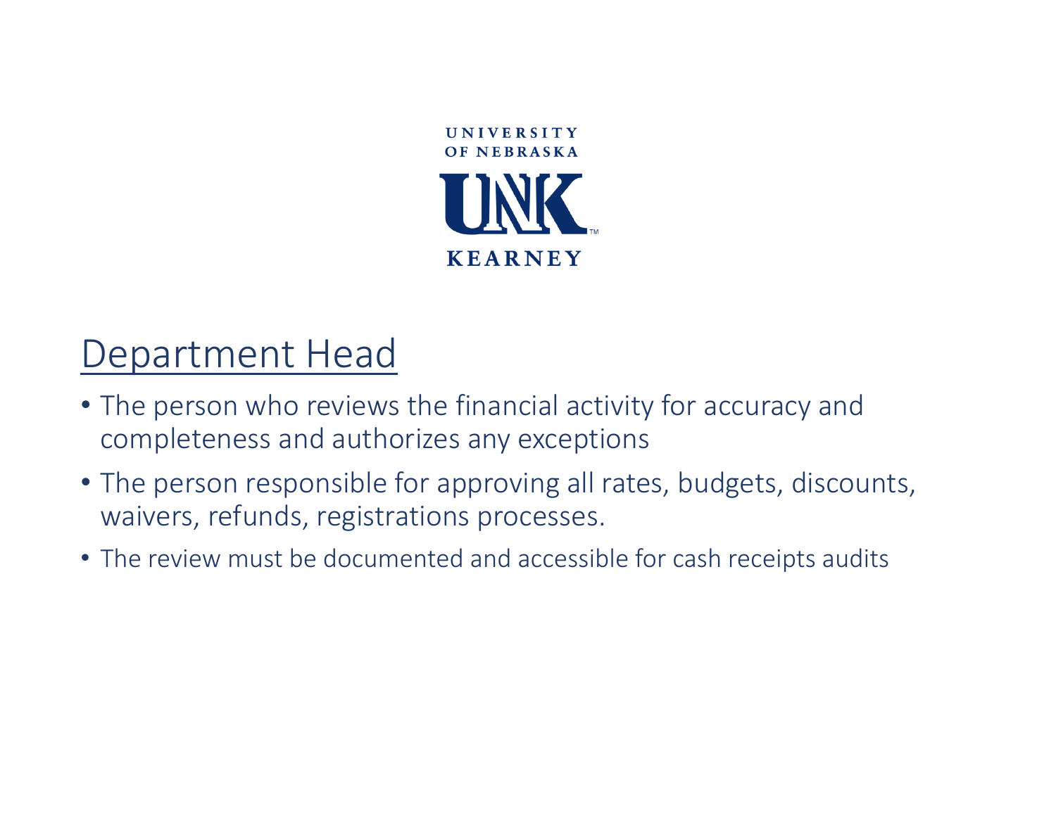UNIVERSITY OF NEBRASKA

UNK

KEARNEY

## Department Head

- The person who reviews the financial activity for accuracy and completeness and authorizes any exceptions
- The person responsible for approving all rates, budgets, discounts, waivers, refunds, registrations processes.
- The review must be documented and accessible for cash receipts audits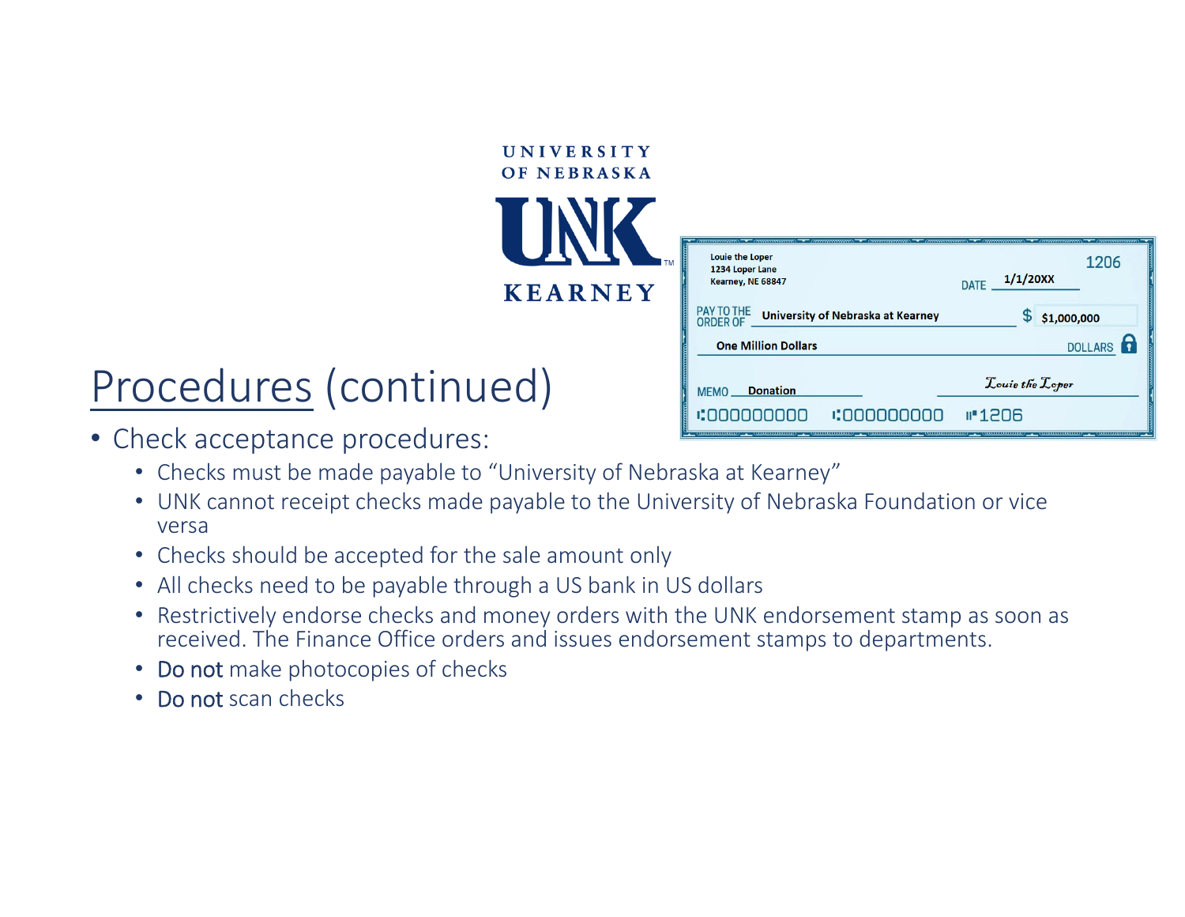# Procedures (continued)

- Check acceptance procedures:
  - Checks must be made payable to "University of Nebraska at Kearney"
  - UNK cannot receipt checks made payable to the University of Nebraska Foundation or vice versa
  - Checks should be accepted for the sale amount only
  - All checks need to be payable through a US bank in US dollars
  - Restrictively endorse checks and money orders with the UNK endorsement stamp as soon as received. The Finance Office orders and issues endorsement stamps to departments.
  - Do not make photocopies of checks
  - Do not scan checks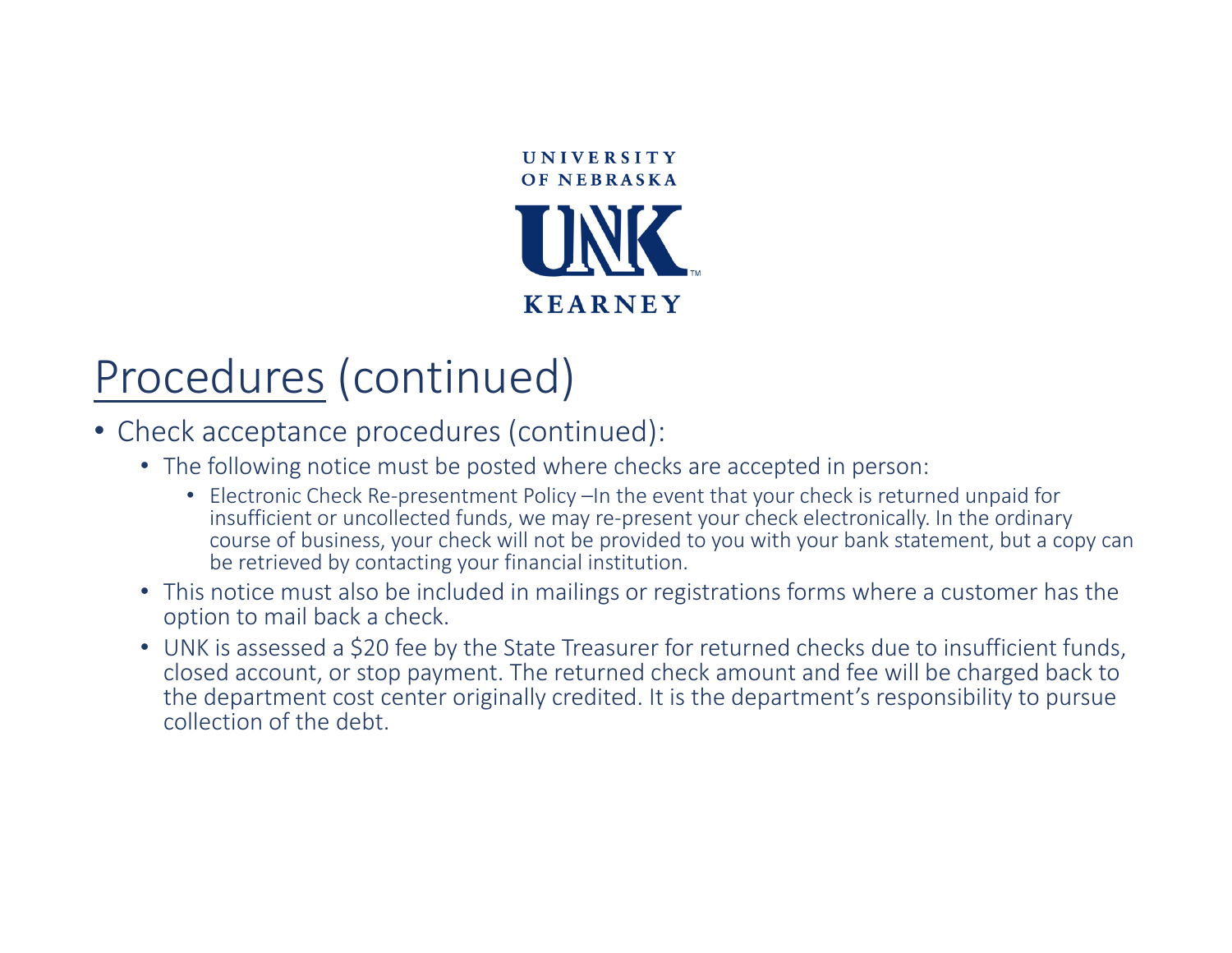UNIVERSITY OF NEBRASKA

UNK

KEARNEY

# Procedures (continued)

- Check acceptance procedures (continued):
  - The following notice must be posted where checks are accepted in person:
    - Electronic Check Re-presentment Policy –In the event that your check is returned unpaid for insufficient or uncollected funds, we may re-present your check electronically. In the ordinary course of business, your check will not be provided to you with your bank statement, but a copy can be retrieved by contacting your financial institution.
  - This notice must also be included in mailings or registrations forms where a customer has the option to mail back a check.
  - UNK is assessed a $20 fee by the State Treasurer for returned checks due to insufficient funds, closed account, or stop payment. The returned check amount and fee will be charged back to the department cost center originally credited. It is the department's responsibility to pursue collection of the debt.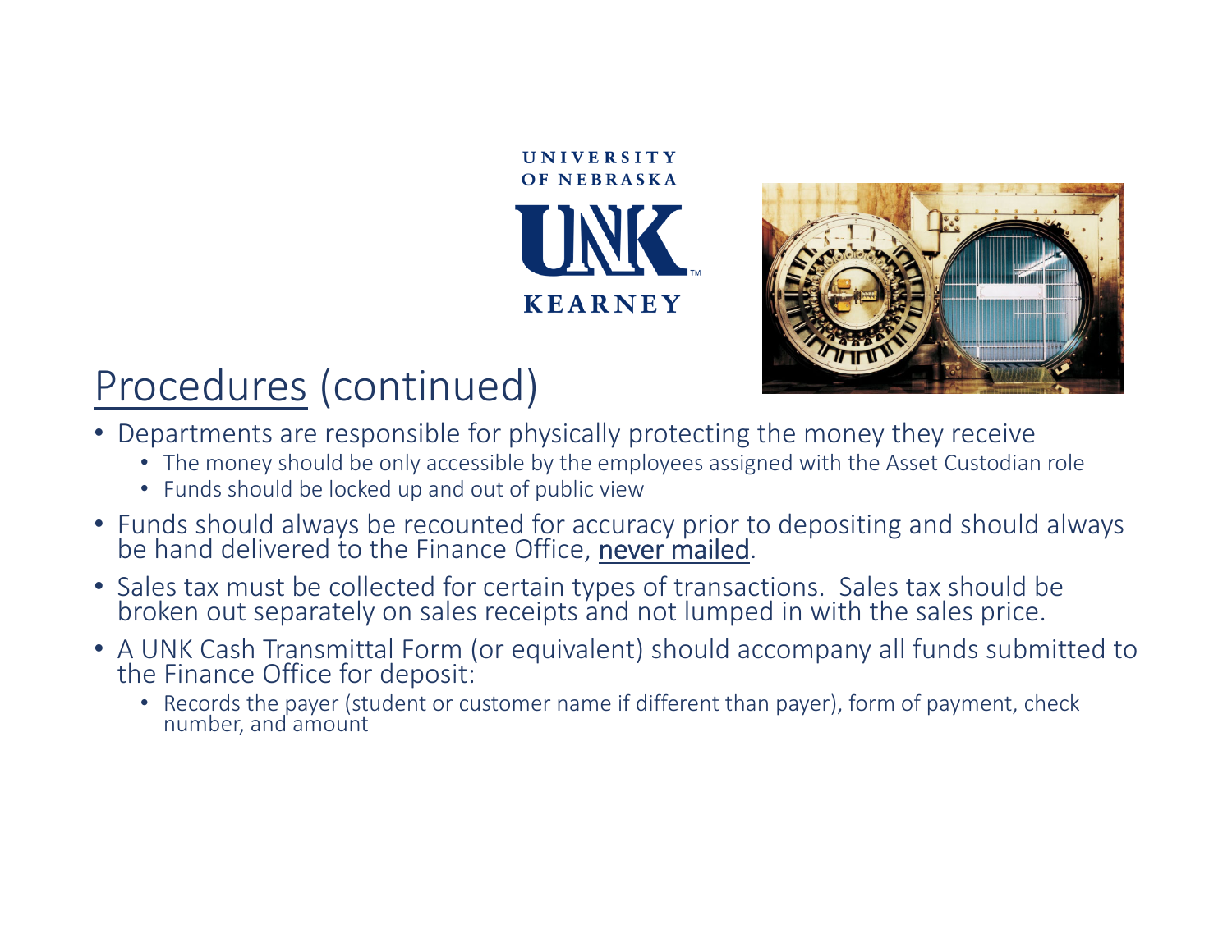UNIVERSITY OF NEBRASKA

UNK

KEARNEY

# Procedures (continued)

- Departments are responsible for physically protecting the money they receive
  - The money should be only accessible by the employees assigned with the Asset Custodian role
  - Funds should be locked up and out of public view
- Funds should always be recounted for accuracy prior to depositing and should always be hand delivered to the Finance Office, never mailed.
- Sales tax must be collected for certain types of transactions. Sales tax should be broken out separately on sales receipts and not lumped in with the sales price.
- A UNK Cash Transmittal Form (or equivalent) should accompany all funds submitted to the Finance Office for deposit:
  - Records the payer (student or customer name if different than payer), form of payment, check number, and amount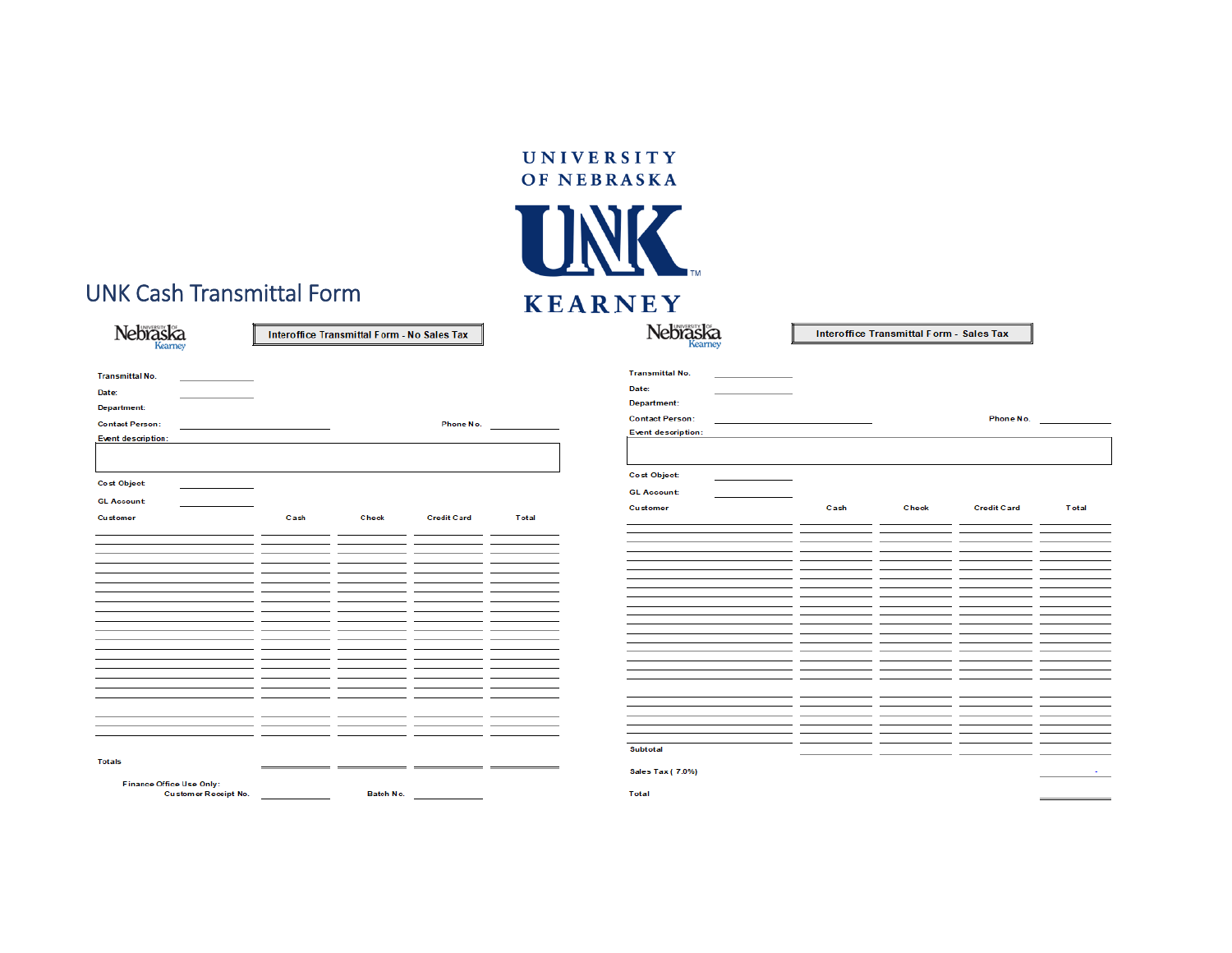UNIVERSITY OF NEBRASKA

UNK

KEARNEY

# UNK Cash Transmittal Form

## Interoffice Transmittal Form - No Sales Tax

Nebraska Kearney

Transmittal No. ____________

Date: ____________

Department:

Contact Person: ____________ Phone No. ____________

Event description:

Cost Object ____________

GL Account ____________

| Customer | Cash | Check | Credit Card | Total |
|---|---|---|---|---|
| | | | | |
| | | | | |
| | | | | |
| | | | | |
| | | | | |
| | | | | |
| | | | | |
| | | | | |
| | | | | |
| | | | | |
| | | | | |
| | | | | |
| | | | | |
| | | | | |
| | | | | |
| | | | | |
| | | | | |
| | | | | |
| | | | | |
| Totals | | | | |

Finance Office Use Only:

Customer Receipt No. ____________ Batch No. ____________

## Interoffice Transmittal Form - Sales Tax

Nebraska Kearney

Transmittal No. ____________

Date: ____________

Department:

Contact Person: ____________ Phone No. ____________

Event description:

Cost Object: ____________

GL Account: ____________

| Customer | Cash | Check | Credit Card | Total |
|---|---|---|---|---|
| | | | | |
| | | | | |
| | | | | |
| | | | | |
| | | | | |
| | | | | |
| | | | | |
| | | | | |
| | | | | |
| | | | | |
| | | | | |
| | | | | |
| | | | | |
| | | | | |
| | | | | |
| | | | | |
| | | | | |
| | | | | |
| | | | | |
| | | | | |
| | | | | |
| | | | | |
| | | | | |
| | | | | |
| Subtotal | | | | |
| Sales Tax ( 7.0%) | | | | - |
| Total | | | | |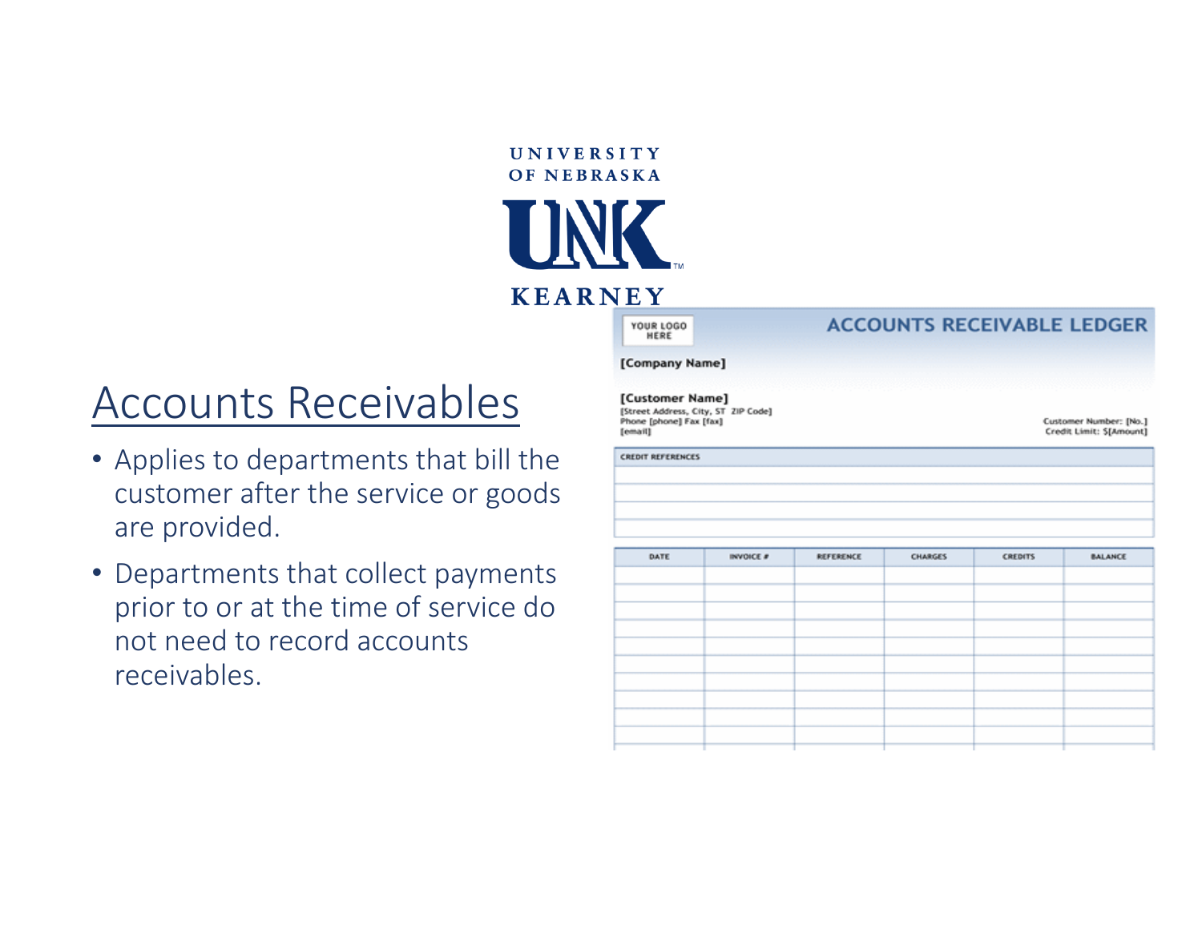# Accounts Receivables

- Applies to departments that bill the customer after the service or goods are provided.
- Departments that collect payments prior to or at the time of service do not need to record accounts receivables.

YOUR LOGO HERE

**ACCOUNTS RECEIVABLE LEDGER**

**[Company Name]**

**[Customer Name]**
[Street Address, City, ST ZIP Code]
Phone [phone] Fax [fax]
[email]

Customer Number: [No.]
Credit Limit: $[Amount]

| CREDIT REFERENCES |
| --- |
| |
| |
| |

| DATE | INVOICE # | REFERENCE | CHARGES | CREDITS | BALANCE |
| --- | --- | --- | --- | --- | --- |
| | | | | | |
| | | | | | |
| | | | | | |
| | | | | | |
| | | | | | |
| | | | | | |
| | | | | | |
| | | | | | |
| | | | | | |
| | | | | | |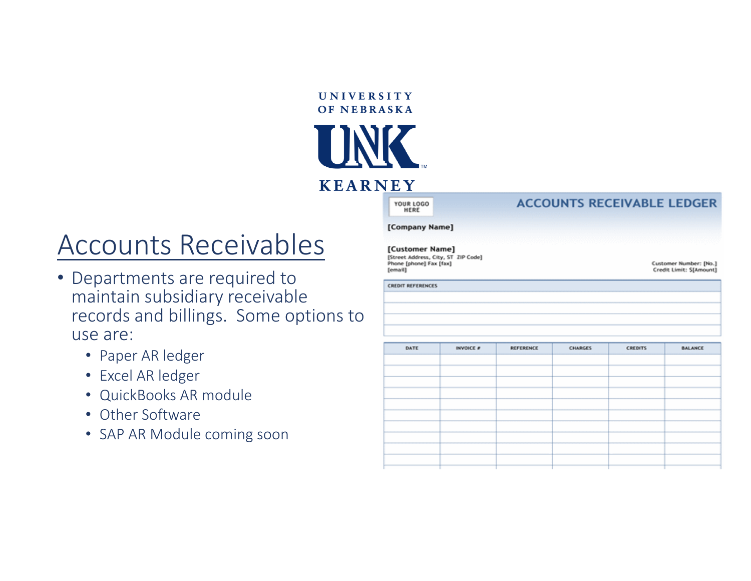UNIVERSITY OF NEBRASKA

UNK

KEARNEY

# Accounts Receivables

- Departments are required to maintain subsidiary receivable records and billings. Some options to use are:
  - Paper AR ledger
  - Excel AR ledger
  - QuickBooks AR module
  - Other Software
  - SAP AR Module coming soon

YOUR LOGO HERE

## ACCOUNTS RECEIVABLE LEDGER

**[Company Name]**

**[Customer Name]**
[Street Address, City, ST ZIP Code]
Phone [phone] Fax [fax]
[email]

Customer Number: [No.]
Credit Limit: $[Amount]

| CREDIT REFERENCES |
| --- |
| |
| |
| |

| DATE | INVOICE # | REFERENCE | CHARGES | CREDITS | BALANCE |
| --- | --- | --- | --- | --- | --- |
| | | | | | |
| | | | | | |
| | | | | | |
| | | | | | |
| | | | | | |
| | | | | | |
| | | | | | |
| | | | | | |
| | | | | | |
| | | | | | |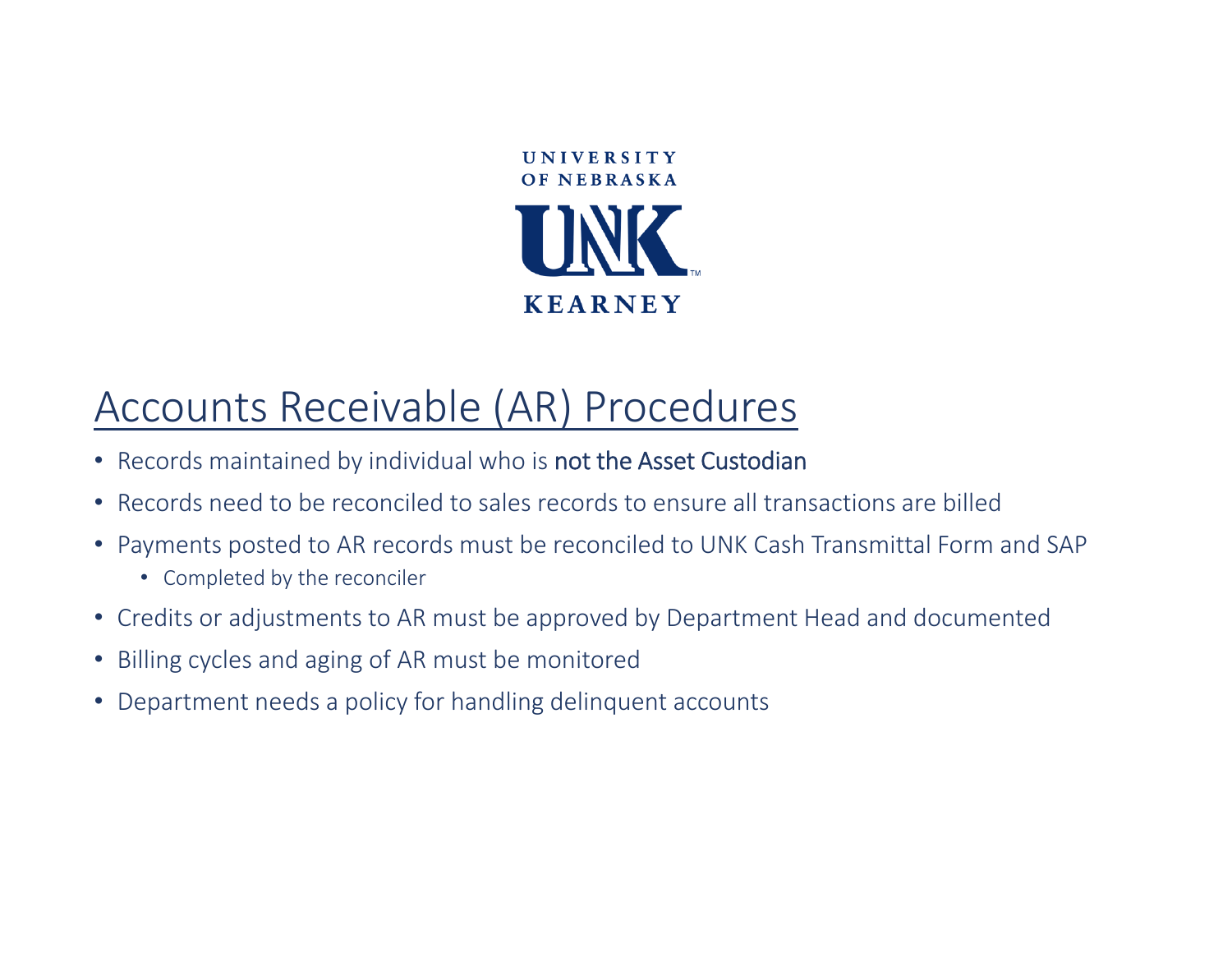UNIVERSITY OF NEBRASKA

UNK

KEARNEY

# Accounts Receivable (AR) Procedures

- Records maintained by individual who is not the Asset Custodian
- Records need to be reconciled to sales records to ensure all transactions are billed
- Payments posted to AR records must be reconciled to UNK Cash Transmittal Form and SAP
  - Completed by the reconciler
- Credits or adjustments to AR must be approved by Department Head and documented
- Billing cycles and aging of AR must be monitored
- Department needs a policy for handling delinquent accounts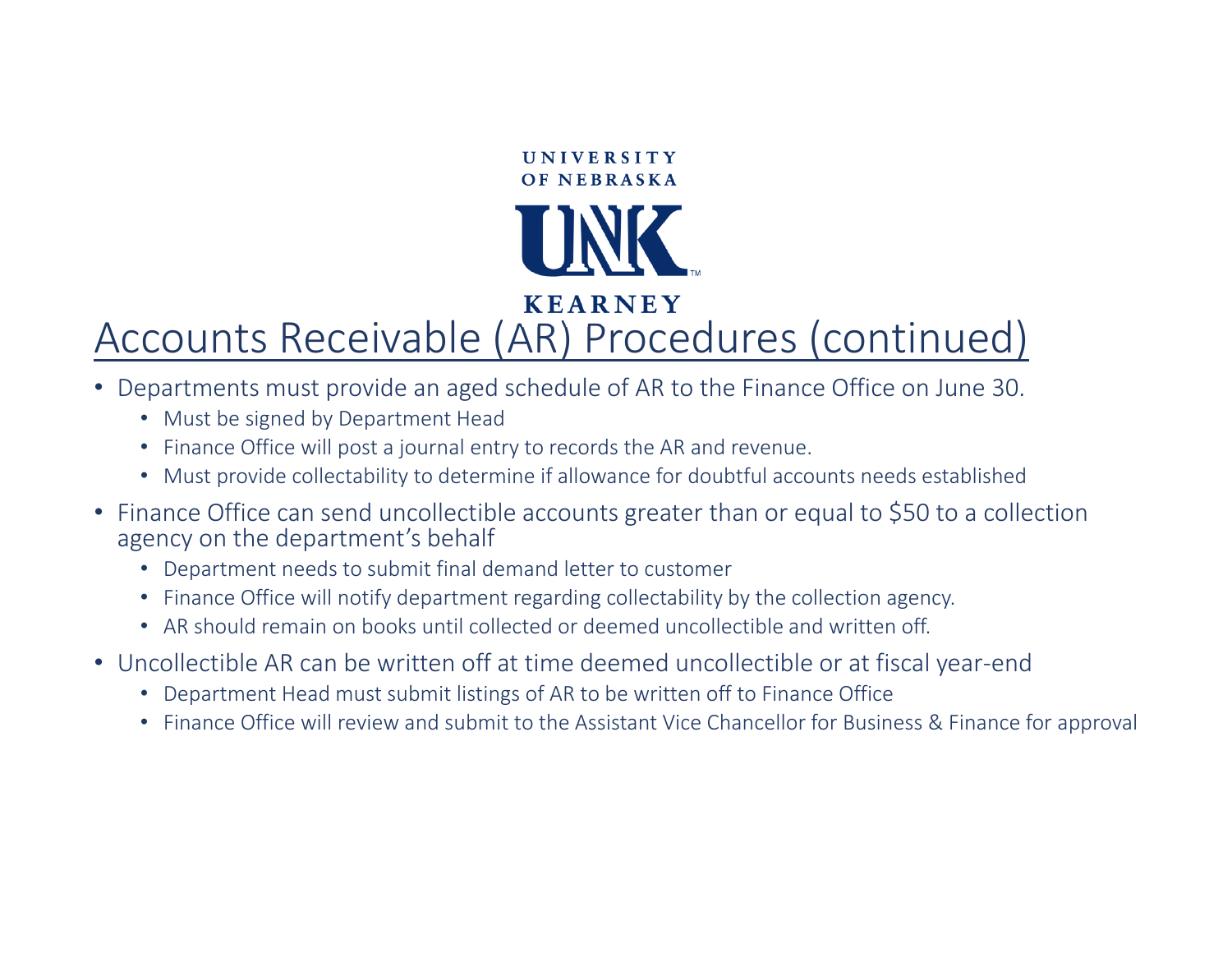# Accounts Receivable (AR) Procedures (continued)

- Departments must provide an aged schedule of AR to the Finance Office on June 30.
  - Must be signed by Department Head
  - Finance Office will post a journal entry to records the AR and revenue.
  - Must provide collectability to determine if allowance for doubtful accounts needs established
- Finance Office can send uncollectible accounts greater than or equal to $50 to a collection agency on the department's behalf
  - Department needs to submit final demand letter to customer
  - Finance Office will notify department regarding collectability by the collection agency.
  - AR should remain on books until collected or deemed uncollectible and written off.
- Uncollectible AR can be written off at time deemed uncollectible or at fiscal year-end
  - Department Head must submit listings of AR to be written off to Finance Office
  - Finance Office will review and submit to the Assistant Vice Chancellor for Business & Finance for approval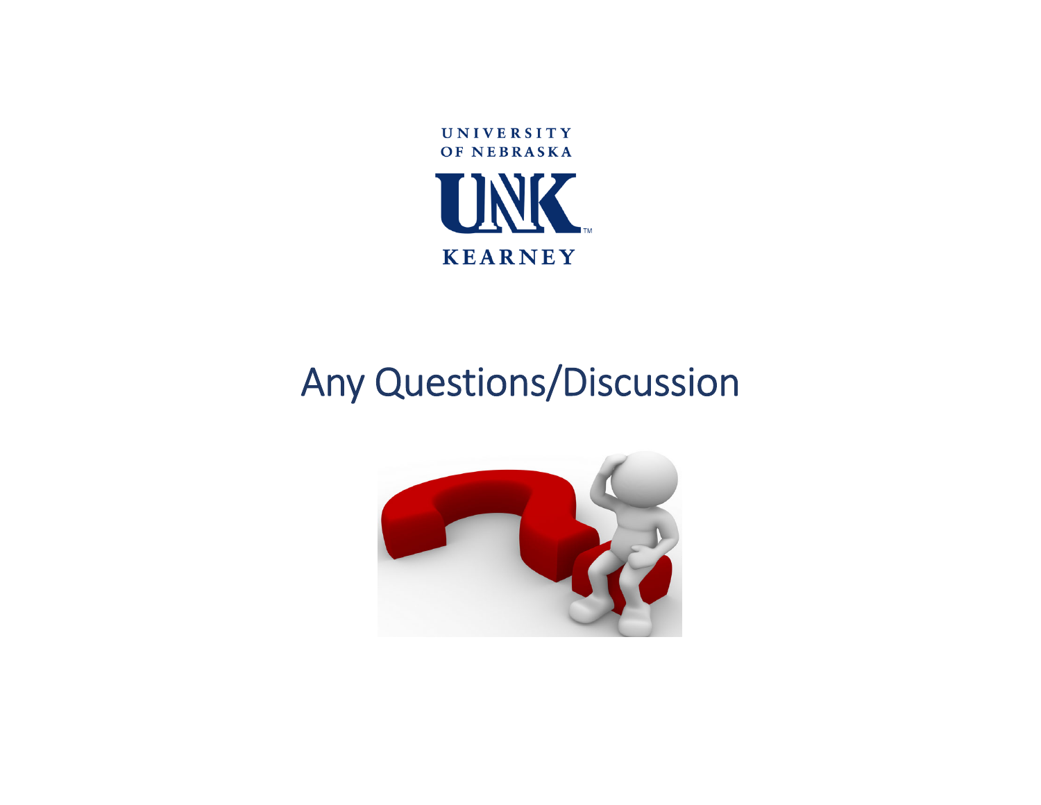UNIVERSITY
OF NEBRASKA
UNK
KEARNEY

# Any Questions/Discussion